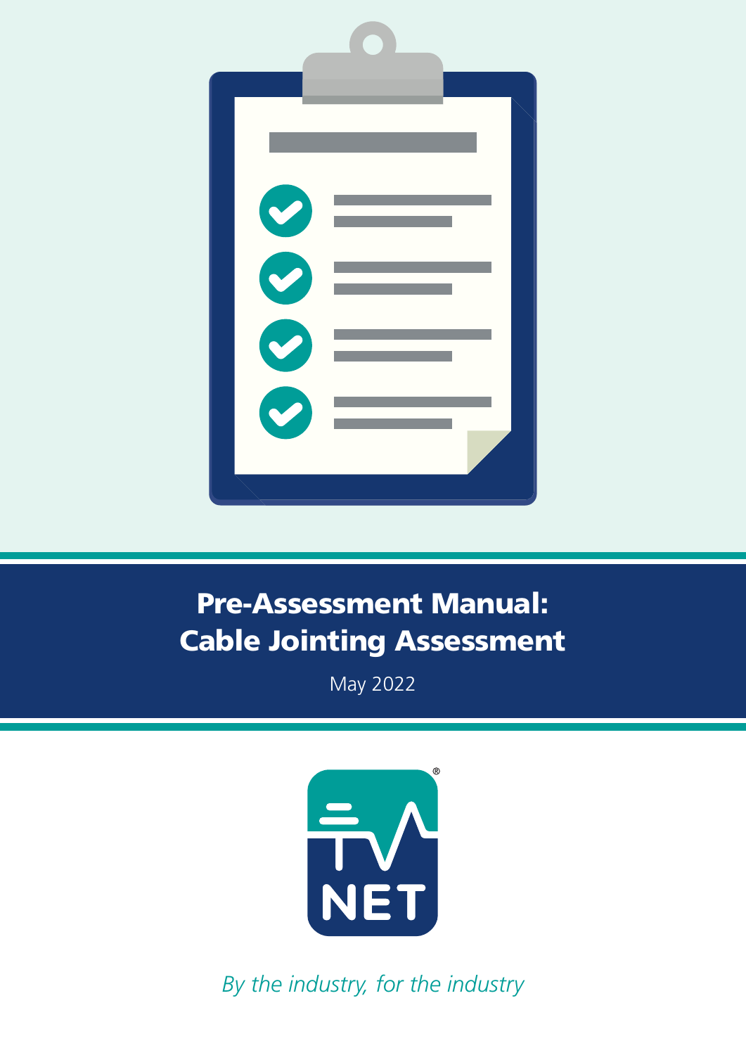# Pre-Assessment Manual: Cable Jointing Assessment

May 2022

NET

*By the industry, for the industry*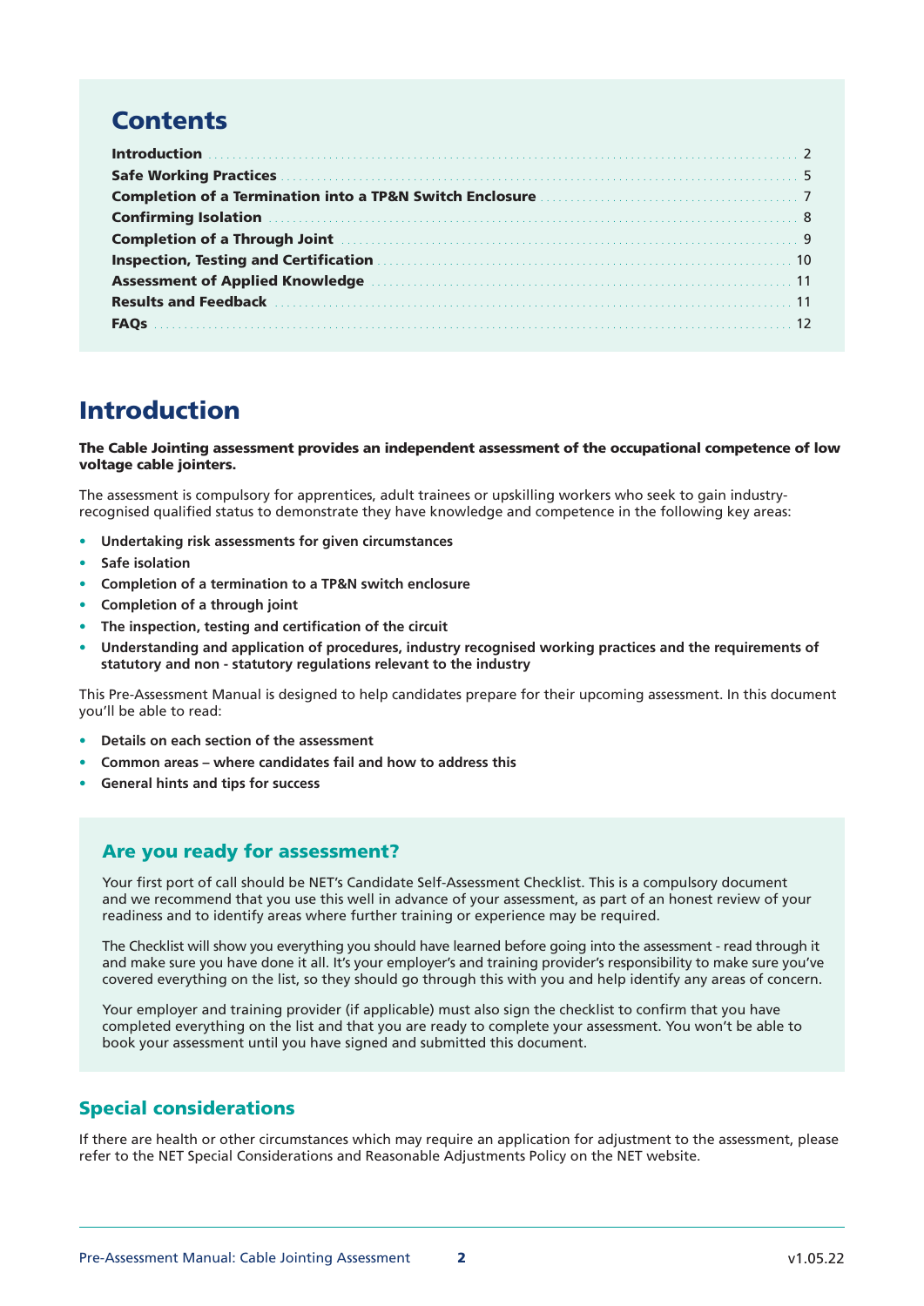## Contents

| | |
|---|---|
| **Introduction** | 2 |
| **Safe Working Practices** | 5 |
| **Completion of a Termination into a TP&N Switch Enclosure** | 7 |
| **Confirming Isolation** | 8 |
| **Completion of a Through Joint** | 9 |
| **Inspection, Testing and Certification** | 10 |
| **Assessment of Applied Knowledge** | 11 |
| **Results and Feedback** | 11 |
| **FAQs** | 12 |

# Introduction

**The Cable Jointing assessment provides an independent assessment of the occupational competence of low voltage cable jointers.**

The assessment is compulsory for apprentices, adult trainees or upskilling workers who seek to gain industry-recognised qualified status to demonstrate they have knowledge and competence in the following key areas:

- **Undertaking risk assessments for given circumstances**
- **Safe isolation**
- **Completion of a termination to a TP&N switch enclosure**
- **Completion of a through joint**
- **The inspection, testing and certification of the circuit**
- **Understanding and application of procedures, industry recognised working practices and the requirements of statutory and non - statutory regulations relevant to the industry**

This Pre-Assessment Manual is designed to help candidates prepare for their upcoming assessment. In this document you'll be able to read:

- **Details on each section of the assessment**
- **Common areas – where candidates fail and how to address this**
- **General hints and tips for success**

## Are you ready for assessment?

Your first port of call should be NET's Candidate Self-Assessment Checklist. This is a compulsory document and we recommend that you use this well in advance of your assessment, as part of an honest review of your readiness and to identify areas where further training or experience may be required.

The Checklist will show you everything you should have learned before going into the assessment - read through it and make sure you have done it all. It's your employer's and training provider's responsibility to make sure you've covered everything on the list, so they should go through this with you and help identify any areas of concern.

Your employer and training provider (if applicable) must also sign the checklist to confirm that you have completed everything on the list and that you are ready to complete your assessment. You won't be able to book your assessment until you have signed and submitted this document.

## Special considerations

If there are health or other circumstances which may require an application for adjustment to the assessment, please refer to the NET Special Considerations and Reasonable Adjustments Policy on the NET website.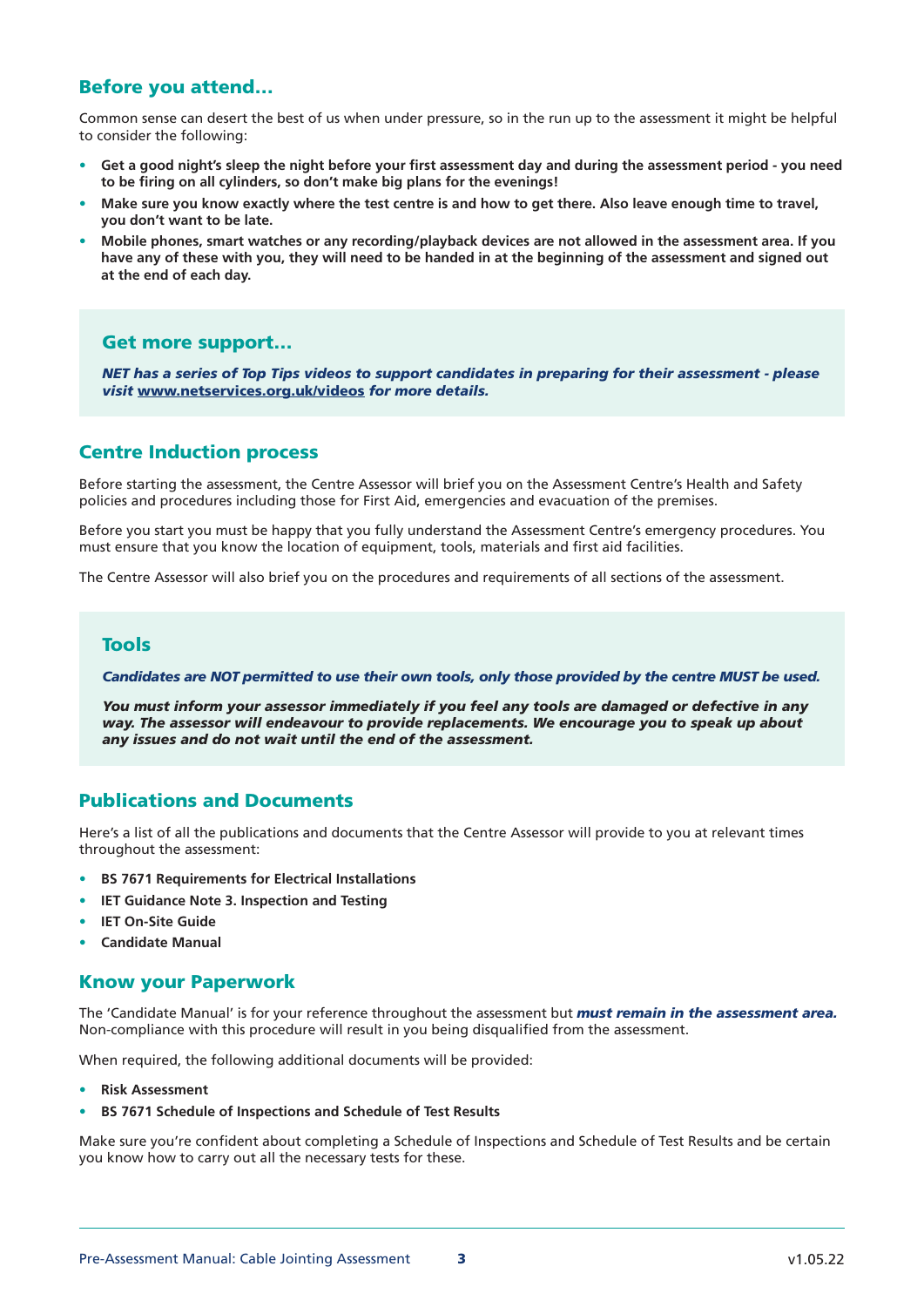## Before you attend...

Common sense can desert the best of us when under pressure, so in the run up to the assessment it might be helpful to consider the following:

- **Get a good night's sleep the night before your first assessment day and during the assessment period - you need to be firing on all cylinders, so don't make big plans for the evenings!**
- **Make sure you know exactly where the test centre is and how to get there. Also leave enough time to travel, you don't want to be late.**
- **Mobile phones, smart watches or any recording/playback devices are not allowed in the assessment area. If you have any of these with you, they will need to be handed in at the beginning of the assessment and signed out at the end of each day.**

### Get more support...

***NET has a series of Top Tips videos to support candidates in preparing for their assessment - please visit www.netservices.org.uk/videos for more details.***

## Centre Induction process

Before starting the assessment, the Centre Assessor will brief you on the Assessment Centre's Health and Safety policies and procedures including those for First Aid, emergencies and evacuation of the premises.

Before you start you must be happy that you fully understand the Assessment Centre's emergency procedures. You must ensure that you know the location of equipment, tools, materials and first aid facilities.

The Centre Assessor will also brief you on the procedures and requirements of all sections of the assessment.

### Tools

***Candidates are NOT permitted to use their own tools, only those provided by the centre MUST be used.***

***You must inform your assessor immediately if you feel any tools are damaged or defective in any way. The assessor will endeavour to provide replacements. We encourage you to speak up about any issues and do not wait until the end of the assessment.***

## Publications and Documents

Here's a list of all the publications and documents that the Centre Assessor will provide to you at relevant times throughout the assessment:

- **BS 7671 Requirements for Electrical Installations**
- **IET Guidance Note 3. Inspection and Testing**
- **IET On-Site Guide**
- **Candidate Manual**

## Know your Paperwork

The 'Candidate Manual' is for your reference throughout the assessment but ***must remain in the assessment area.*** Non-compliance with this procedure will result in you being disqualified from the assessment.

When required, the following additional documents will be provided:

- **Risk Assessment**
- **BS 7671 Schedule of Inspections and Schedule of Test Results**

Make sure you're confident about completing a Schedule of Inspections and Schedule of Test Results and be certain you know how to carry out all the necessary tests for these.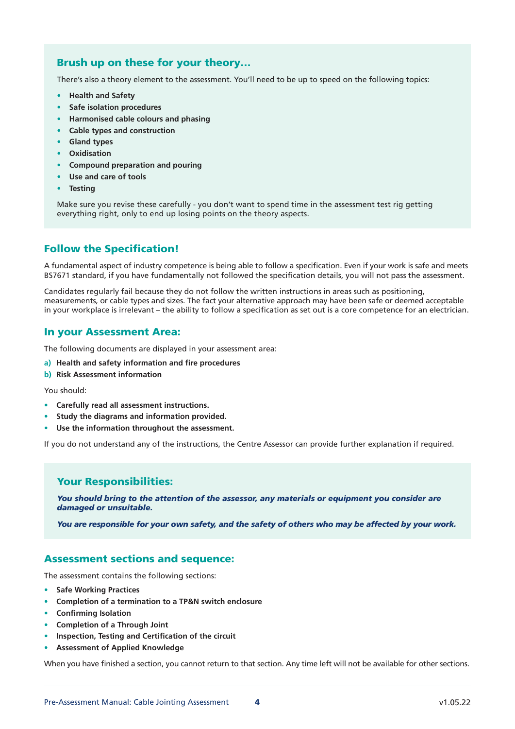## Brush up on these for your theory…

There's also a theory element to the assessment. You'll need to be up to speed on the following topics:

- **Health and Safety**
- **Safe isolation procedures**
- **Harmonised cable colours and phasing**
- **Cable types and construction**
- **Gland types**
- **Oxidisation**
- **Compound preparation and pouring**
- **Use and care of tools**
- **Testing**

Make sure you revise these carefully - you don't want to spend time in the assessment test rig getting everything right, only to end up losing points on the theory aspects.

## Follow the Specification!

A fundamental aspect of industry competence is being able to follow a specification. Even if your work is safe and meets BS7671 standard, if you have fundamentally not followed the specification details, you will not pass the assessment.

Candidates regularly fail because they do not follow the written instructions in areas such as positioning, measurements, or cable types and sizes. The fact your alternative approach may have been safe or deemed acceptable in your workplace is irrelevant – the ability to follow a specification as set out is a core competence for an electrician.

## In your Assessment Area:

The following documents are displayed in your assessment area:

a) **Health and safety information and fire procedures**
b) **Risk Assessment information**

You should:

- **Carefully read all assessment instructions.**
- **Study the diagrams and information provided.**
- **Use the information throughout the assessment.**

If you do not understand any of the instructions, the Centre Assessor can provide further explanation if required.

## Your Responsibilities:

***You should bring to the attention of the assessor, any materials or equipment you consider are damaged or unsuitable.***

***You are responsible for your own safety, and the safety of others who may be affected by your work.***

## Assessment sections and sequence:

The assessment contains the following sections:

- **Safe Working Practices**
- **Completion of a termination to a TP&N switch enclosure**
- **Confirming Isolation**
- **Completion of a Through Joint**
- **Inspection, Testing and Certification of the circuit**
- **Assessment of Applied Knowledge**

When you have finished a section, you cannot return to that section. Any time left will not be available for other sections.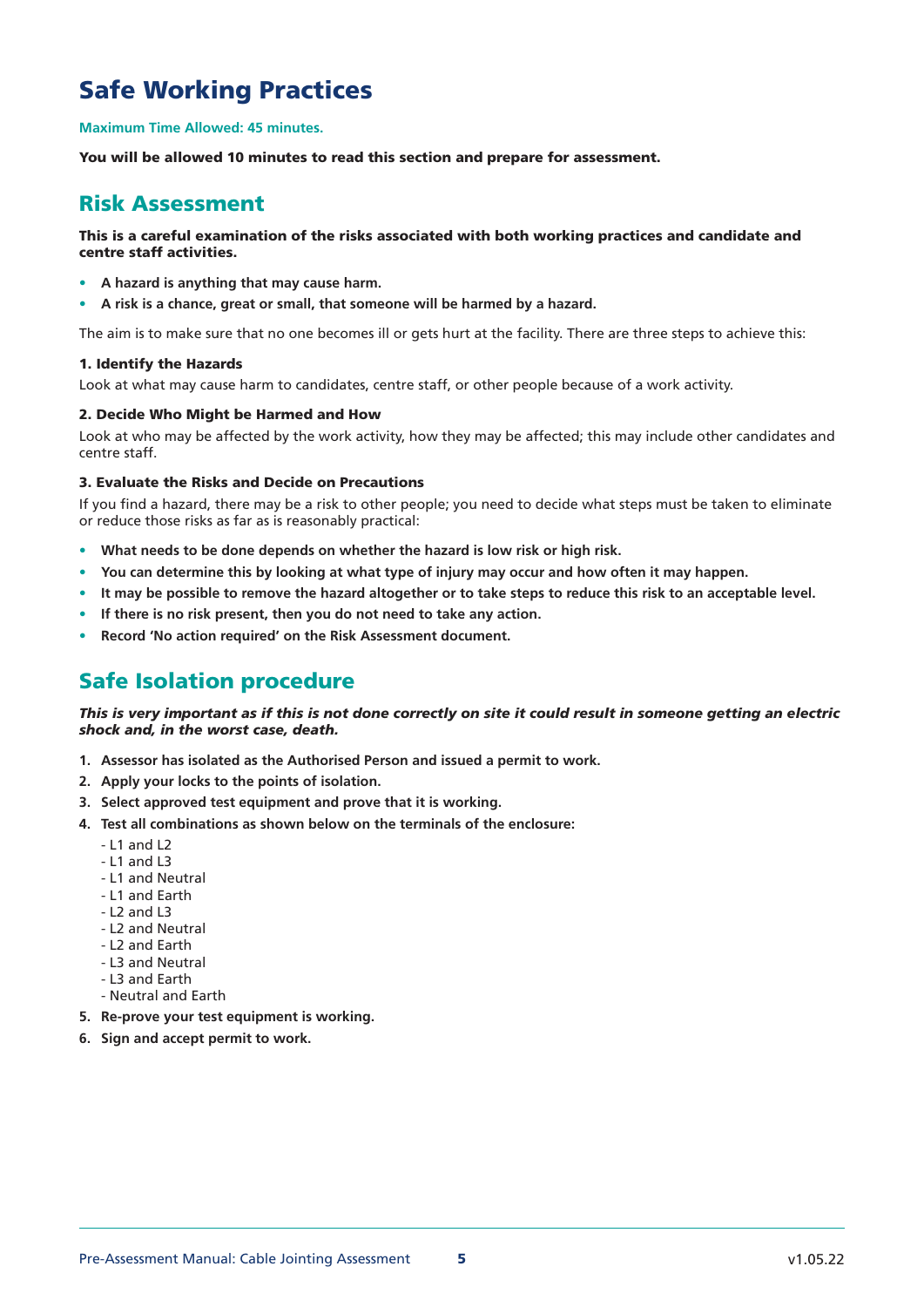# Safe Working Practices

**Maximum Time Allowed: 45 minutes.**

**You will be allowed 10 minutes to read this section and prepare for assessment.**

## Risk Assessment

**This is a careful examination of the risks associated with both working practices and candidate and centre staff activities.**

- **A hazard is anything that may cause harm.**
- **A risk is a chance, great or small, that someone will be harmed by a hazard.**

The aim is to make sure that no one becomes ill or gets hurt at the facility. There are three steps to achieve this:

### 1. Identify the Hazards

Look at what may cause harm to candidates, centre staff, or other people because of a work activity.

### 2. Decide Who Might be Harmed and How

Look at who may be affected by the work activity, how they may be affected; this may include other candidates and centre staff.

### 3. Evaluate the Risks and Decide on Precautions

If you find a hazard, there may be a risk to other people; you need to decide what steps must be taken to eliminate or reduce those risks as far as is reasonably practical:

- **What needs to be done depends on whether the hazard is low risk or high risk.**
- **You can determine this by looking at what type of injury may occur and how often it may happen.**
- **It may be possible to remove the hazard altogether or to take steps to reduce this risk to an acceptable level.**
- **If there is no risk present, then you do not need to take any action.**
- **Record 'No action required' on the Risk Assessment document.**

## Safe Isolation procedure

***This is very important as if this is not done correctly on site it could result in someone getting an electric shock and, in the worst case, death.***

1. **Assessor has isolated as the Authorised Person and issued a permit to work.**
2. **Apply your locks to the points of isolation.**
3. **Select approved test equipment and prove that it is working.**
4. **Test all combinations as shown below on the terminals of the enclosure:**
   - L1 and L2
   - L1 and L3
   - L1 and Neutral
   - L1 and Earth
   - L2 and L3
   - L2 and Neutral
   - L2 and Earth
   - L3 and Neutral
   - L3 and Earth
   - Neutral and Earth
5. **Re-prove your test equipment is working.**
6. **Sign and accept permit to work.**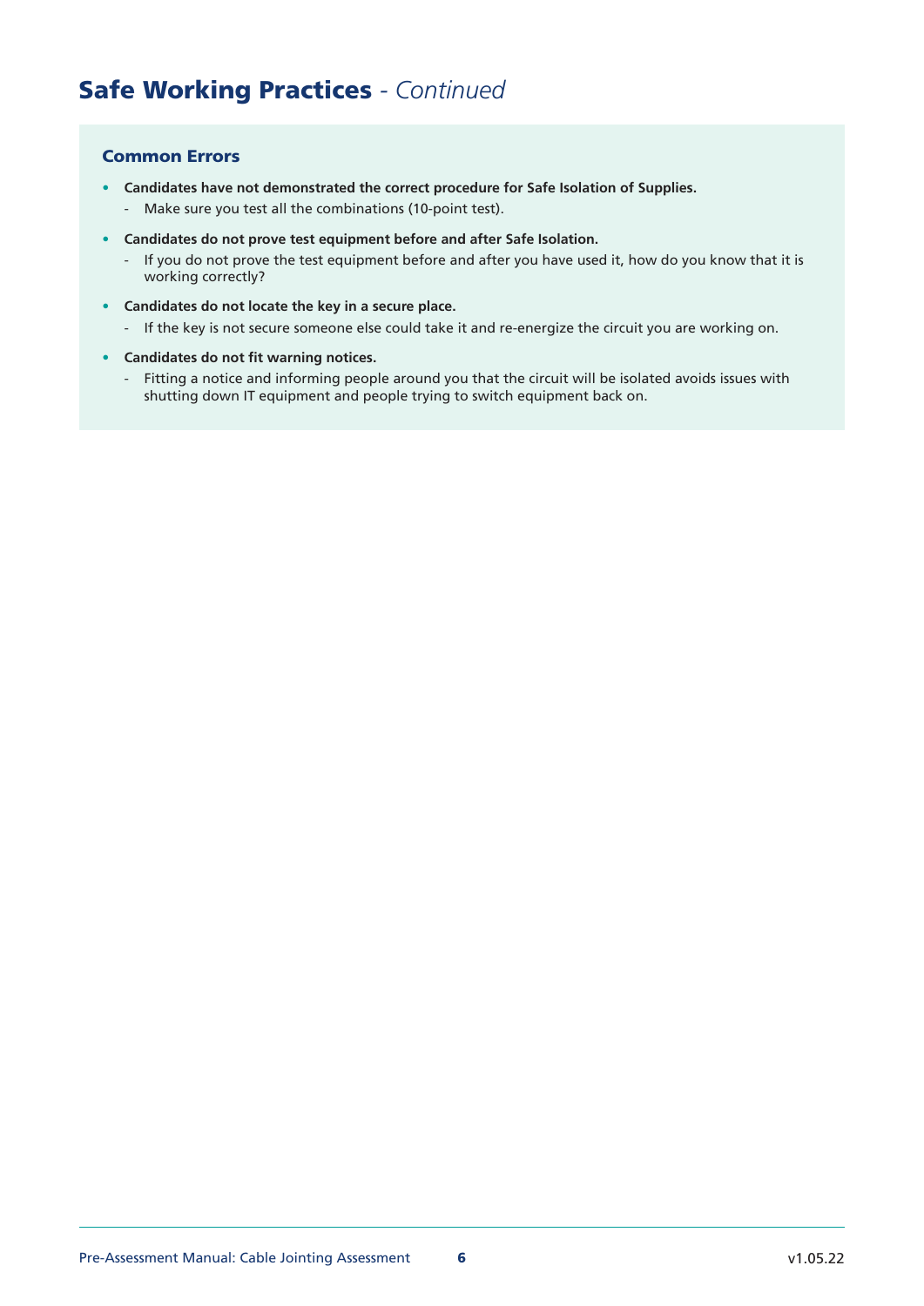# Safe Working Practices - *Continued*

### Common Errors

- **Candidates have not demonstrated the correct procedure for Safe Isolation of Supplies.**
  - Make sure you test all the combinations (10-point test).
- **Candidates do not prove test equipment before and after Safe Isolation.**
  - If you do not prove the test equipment before and after you have used it, how do you know that it is working correctly?
- **Candidates do not locate the key in a secure place.**
  - If the key is not secure someone else could take it and re-energize the circuit you are working on.
- **Candidates do not fit warning notices.**
  - Fitting a notice and informing people around you that the circuit will be isolated avoids issues with shutting down IT equipment and people trying to switch equipment back on.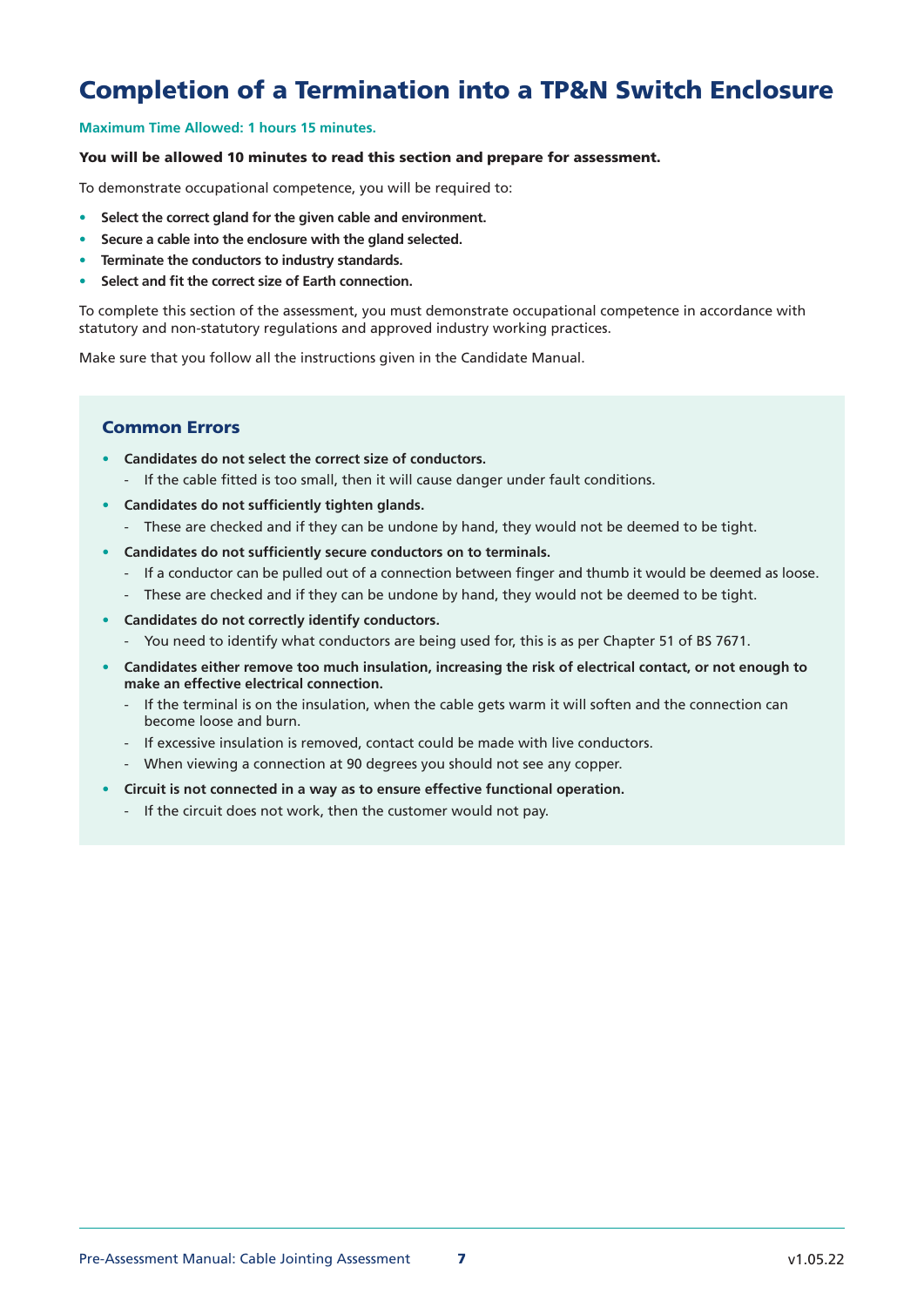# Completion of a Termination into a TP&N Switch Enclosure

**Maximum Time Allowed: 1 hours 15 minutes.**

**You will be allowed 10 minutes to read this section and prepare for assessment.**

To demonstrate occupational competence, you will be required to:

- **Select the correct gland for the given cable and environment.**
- **Secure a cable into the enclosure with the gland selected.**
- **Terminate the conductors to industry standards.**
- **Select and fit the correct size of Earth connection.**

To complete this section of the assessment, you must demonstrate occupational competence in accordance with statutory and non-statutory regulations and approved industry working practices.

Make sure that you follow all the instructions given in the Candidate Manual.

## Common Errors

- **Candidates do not select the correct size of conductors.**
  - If the cable fitted is too small, then it will cause danger under fault conditions.
- **Candidates do not sufficiently tighten glands.**
  - These are checked and if they can be undone by hand, they would not be deemed to be tight.
- **Candidates do not sufficiently secure conductors on to terminals.**
  - If a conductor can be pulled out of a connection between finger and thumb it would be deemed as loose.
  - These are checked and if they can be undone by hand, they would not be deemed to be tight.
- **Candidates do not correctly identify conductors.**
  - You need to identify what conductors are being used for, this is as per Chapter 51 of BS 7671.
- **Candidates either remove too much insulation, increasing the risk of electrical contact, or not enough to make an effective electrical connection.**
  - If the terminal is on the insulation, when the cable gets warm it will soften and the connection can become loose and burn.
  - If excessive insulation is removed, contact could be made with live conductors.
  - When viewing a connection at 90 degrees you should not see any copper.
- **Circuit is not connected in a way as to ensure effective functional operation.**
  - If the circuit does not work, then the customer would not pay.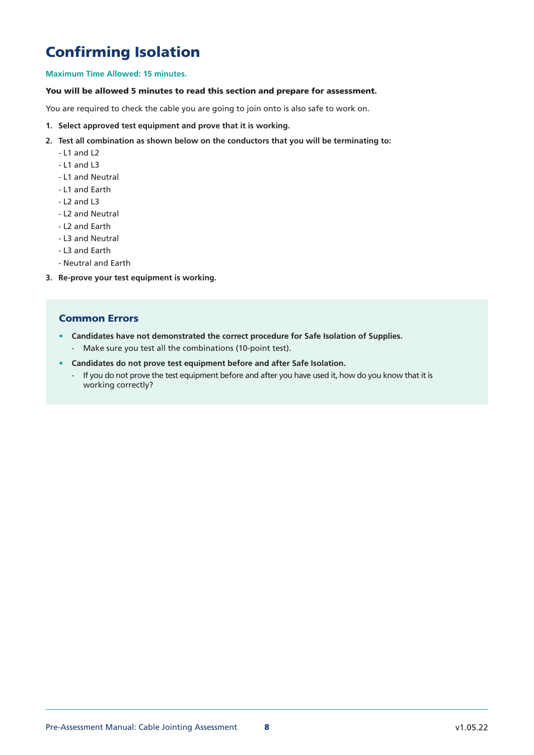# Confirming Isolation

**Maximum Time Allowed: 15 minutes.**

**You will be allowed 5 minutes to read this section and prepare for assessment.**

You are required to check the cable you are going to join onto is also safe to work on.

1. **Select approved test equipment and prove that it is working.**
2. **Test all combination as shown below on the conductors that you will be terminating to:**
   - L1 and L2
   - L1 and L3
   - L1 and Neutral
   - L1 and Earth
   - L2 and L3
   - L2 and Neutral
   - L2 and Earth
   - L3 and Neutral
   - L3 and Earth
   - Neutral and Earth
3. **Re-prove your test equipment is working.**

## Common Errors

- **Candidates have not demonstrated the correct procedure for Safe Isolation of Supplies.**
  - Make sure you test all the combinations (10-point test).
- **Candidates do not prove test equipment before and after Safe Isolation.**
  - If you do not prove the test equipment before and after you have used it, how do you know that it is working correctly?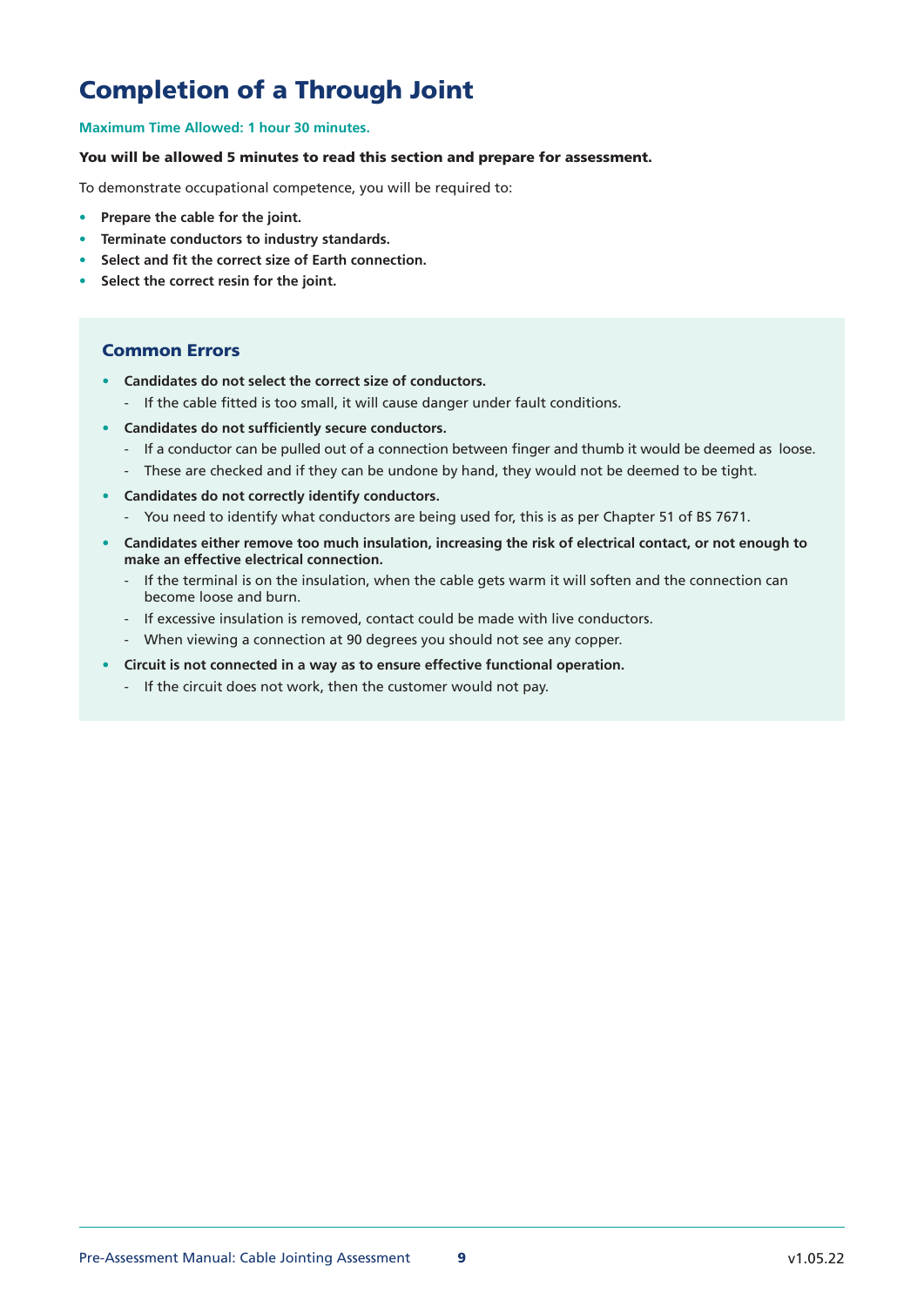# Completion of a Through Joint

**Maximum Time Allowed: 1 hour 30 minutes.**

**You will be allowed 5 minutes to read this section and prepare for assessment.**

To demonstrate occupational competence, you will be required to:

- **Prepare the cable for the joint.**
- **Terminate conductors to industry standards.**
- **Select and fit the correct size of Earth connection.**
- **Select the correct resin for the joint.**

## Common Errors

- **Candidates do not select the correct size of conductors.**
  - If the cable fitted is too small, it will cause danger under fault conditions.
- **Candidates do not sufficiently secure conductors.**
  - If a conductor can be pulled out of a connection between finger and thumb it would be deemed as loose.
  - These are checked and if they can be undone by hand, they would not be deemed to be tight.
- **Candidates do not correctly identify conductors.**
  - You need to identify what conductors are being used for, this is as per Chapter 51 of BS 7671.
- **Candidates either remove too much insulation, increasing the risk of electrical contact, or not enough to make an effective electrical connection.**
  - If the terminal is on the insulation, when the cable gets warm it will soften and the connection can become loose and burn.
  - If excessive insulation is removed, contact could be made with live conductors.
  - When viewing a connection at 90 degrees you should not see any copper.
- **Circuit is not connected in a way as to ensure effective functional operation.**
  - If the circuit does not work, then the customer would not pay.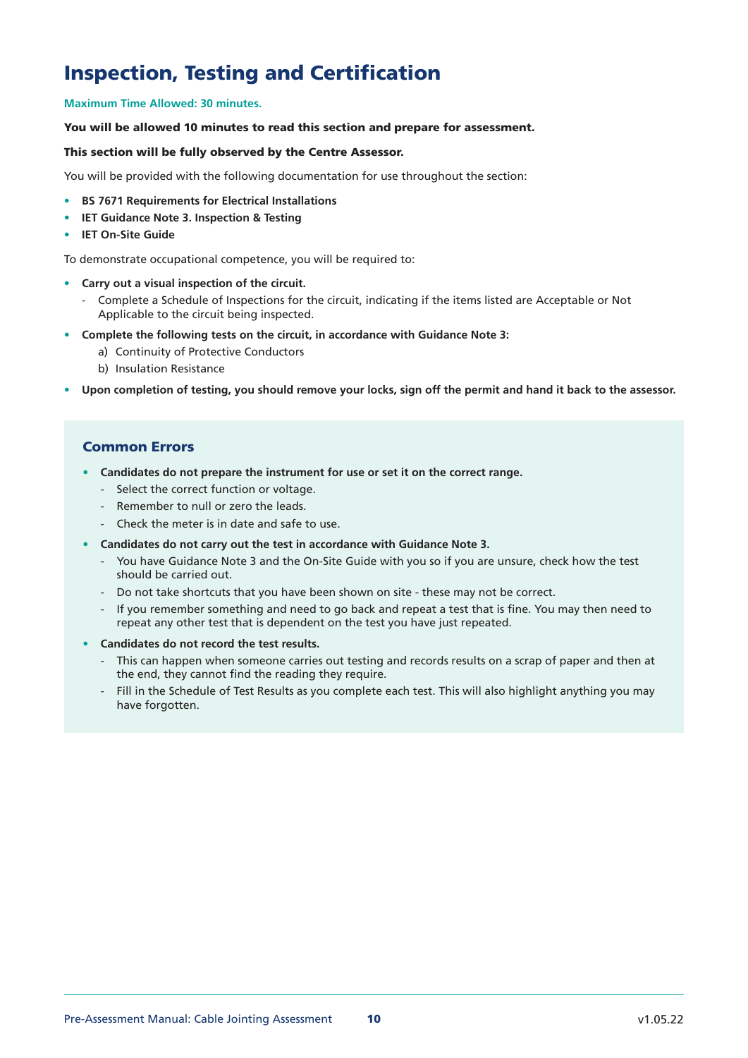# Inspection, Testing and Certification

**Maximum Time Allowed: 30 minutes.**

**You will be allowed 10 minutes to read this section and prepare for assessment.**

**This section will be fully observed by the Centre Assessor.**

You will be provided with the following documentation for use throughout the section:

- **BS 7671 Requirements for Electrical Installations**
- **IET Guidance Note 3. Inspection & Testing**
- **IET On-Site Guide**

To demonstrate occupational competence, you will be required to:

- **Carry out a visual inspection of the circuit.**
  - Complete a Schedule of Inspections for the circuit, indicating if the items listed are Acceptable or Not Applicable to the circuit being inspected.
- **Complete the following tests on the circuit, in accordance with Guidance Note 3:**
  - a) Continuity of Protective Conductors
  - b) Insulation Resistance
- **Upon completion of testing, you should remove your locks, sign off the permit and hand it back to the assessor.**

## Common Errors

- **Candidates do not prepare the instrument for use or set it on the correct range.**
  - Select the correct function or voltage.
  - Remember to null or zero the leads.
  - Check the meter is in date and safe to use.
- **Candidates do not carry out the test in accordance with Guidance Note 3.**
  - You have Guidance Note 3 and the On-Site Guide with you so if you are unsure, check how the test should be carried out.
  - Do not take shortcuts that you have been shown on site - these may not be correct.
  - If you remember something and need to go back and repeat a test that is fine. You may then need to repeat any other test that is dependent on the test you have just repeated.
- **Candidates do not record the test results.**
  - This can happen when someone carries out testing and records results on a scrap of paper and then at the end, they cannot find the reading they require.
  - Fill in the Schedule of Test Results as you complete each test. This will also highlight anything you may have forgotten.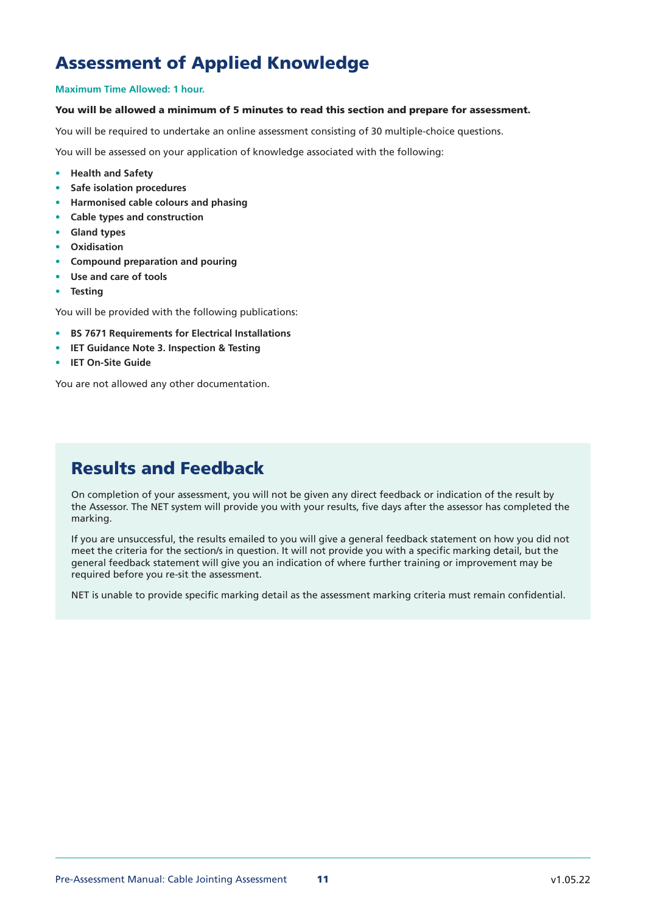# Assessment of Applied Knowledge

**Maximum Time Allowed: 1 hour.**

**You will be allowed a minimum of 5 minutes to read this section and prepare for assessment.**

You will be required to undertake an online assessment consisting of 30 multiple-choice questions.

You will be assessed on your application of knowledge associated with the following:

- **Health and Safety**
- **Safe isolation procedures**
- **Harmonised cable colours and phasing**
- **Cable types and construction**
- **Gland types**
- **Oxidisation**
- **Compound preparation and pouring**
- **Use and care of tools**
- **Testing**

You will be provided with the following publications:

- **BS 7671 Requirements for Electrical Installations**
- **IET Guidance Note 3. Inspection & Testing**
- **IET On-Site Guide**

You are not allowed any other documentation.

## Results and Feedback

On completion of your assessment, you will not be given any direct feedback or indication of the result by the Assessor. The NET system will provide you with your results, five days after the assessor has completed the marking.

If you are unsuccessful, the results emailed to you will give a general feedback statement on how you did not meet the criteria for the section/s in question. It will not provide you with a specific marking detail, but the general feedback statement will give you an indication of where further training or improvement may be required before you re-sit the assessment.

NET is unable to provide specific marking detail as the assessment marking criteria must remain confidential.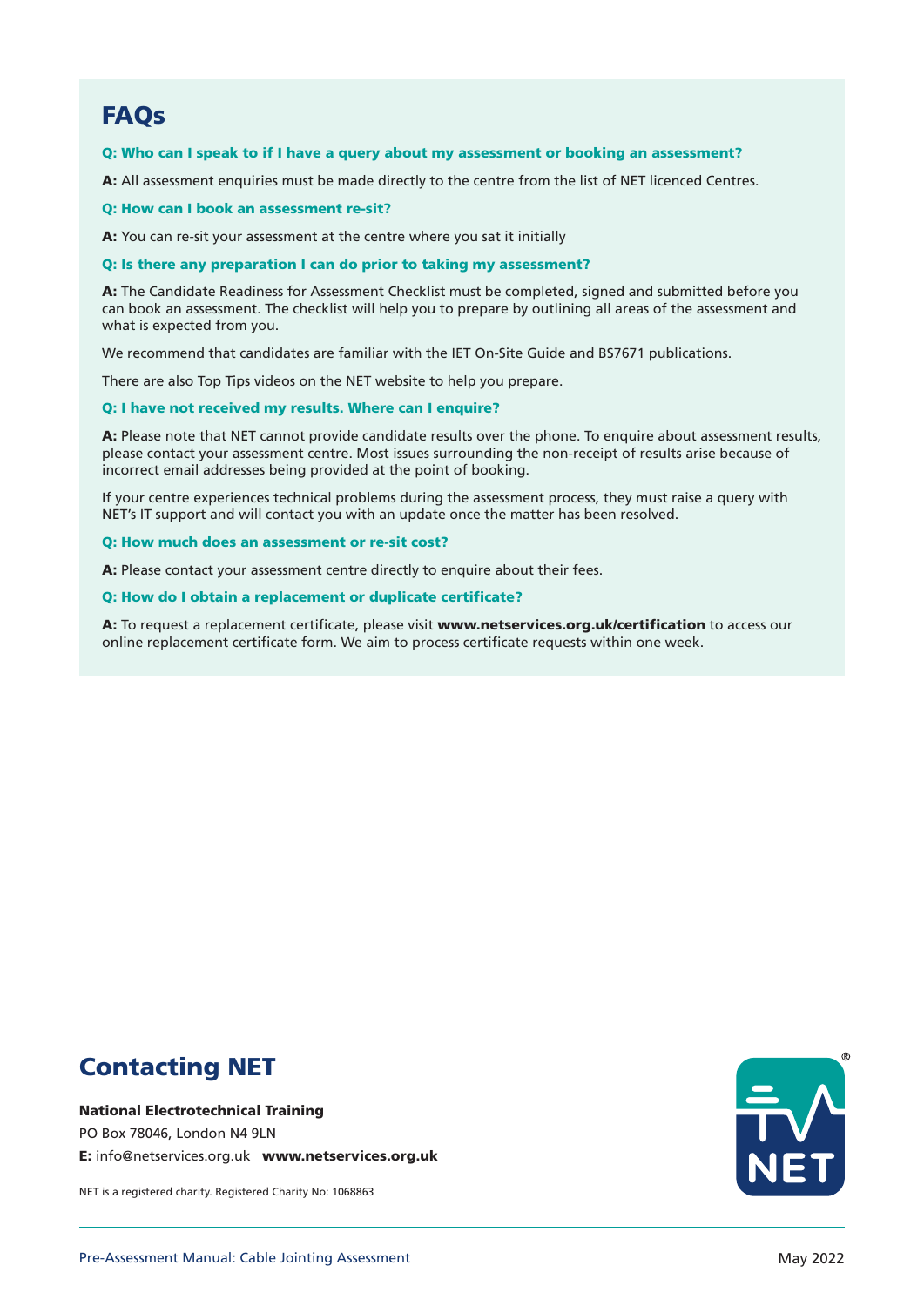## FAQs

**Q: Who can I speak to if I have a query about my assessment or booking an assessment?**

**A:** All assessment enquiries must be made directly to the centre from the list of NET licenced Centres.

**Q: How can I book an assessment re-sit?**

**A:** You can re-sit your assessment at the centre where you sat it initially

**Q: Is there any preparation I can do prior to taking my assessment?**

**A:** The Candidate Readiness for Assessment Checklist must be completed, signed and submitted before you can book an assessment. The checklist will help you to prepare by outlining all areas of the assessment and what is expected from you.

We recommend that candidates are familiar with the IET On-Site Guide and BS7671 publications.

There are also Top Tips videos on the NET website to help you prepare.

**Q: I have not received my results. Where can I enquire?**

**A:** Please note that NET cannot provide candidate results over the phone. To enquire about assessment results, please contact your assessment centre. Most issues surrounding the non-receipt of results arise because of incorrect email addresses being provided at the point of booking.

If your centre experiences technical problems during the assessment process, they must raise a query with NET's IT support and will contact you with an update once the matter has been resolved.

**Q: How much does an assessment or re-sit cost?**

**A:** Please contact your assessment centre directly to enquire about their fees.

**Q: How do I obtain a replacement or duplicate certificate?**

**A:** To request a replacement certificate, please visit **www.netservices.org.uk/certification** to access our online replacement certificate form. We aim to process certificate requests within one week.

## Contacting NET

**National Electrotechnical Training**

PO Box 78046, London N4 9LN

**E:** info@netservices.org.uk **www.netservices.org.uk**

NET is a registered charity. Registered Charity No: 1068863